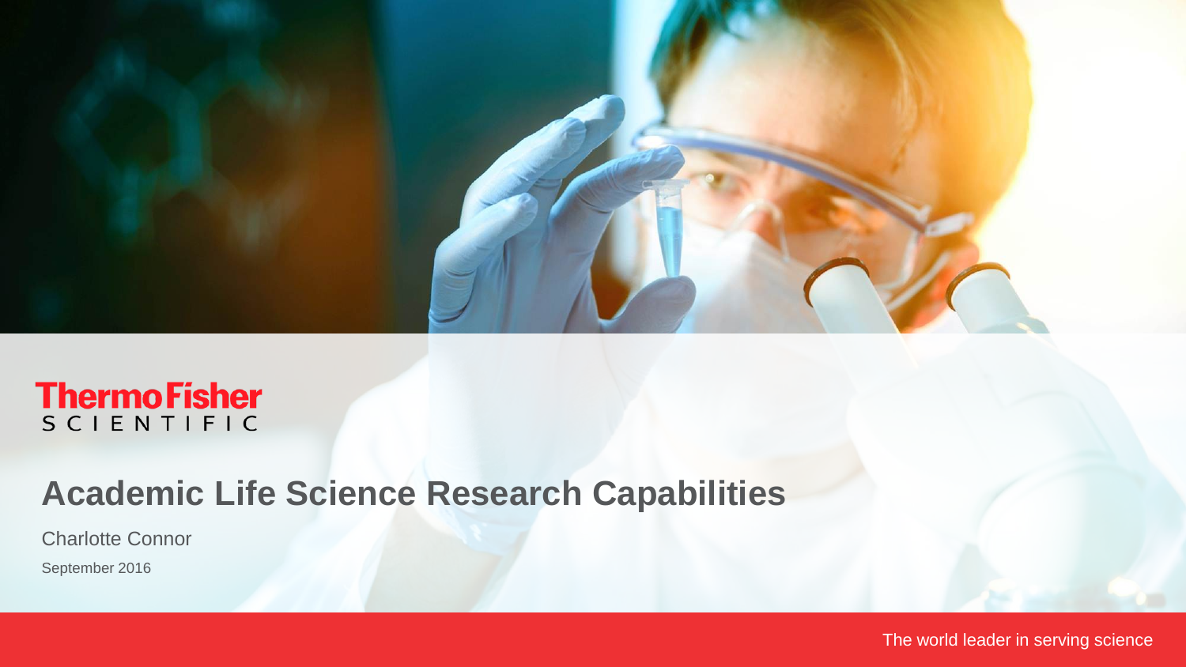Thermo Fisher SCIENTIFIC

# Academic Life Science Research Capabilities

Charlotte Connor

September 2016

The world leader in serving science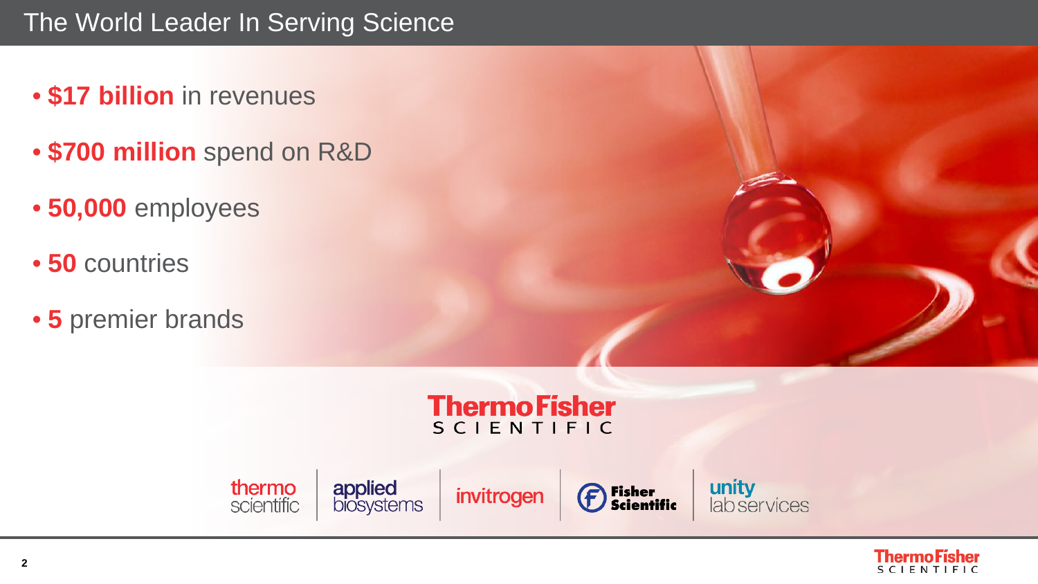# The World Leader In Serving Science

- **$17 billion** in revenues
- **$700 million** spend on R&D
- **50,000** employees
- **50** countries
- **5** premier brands

ThermoFisher SCIENTIFIC

thermo scientific | applied biosystems | invitrogen | Fisher Scientific | unity lab services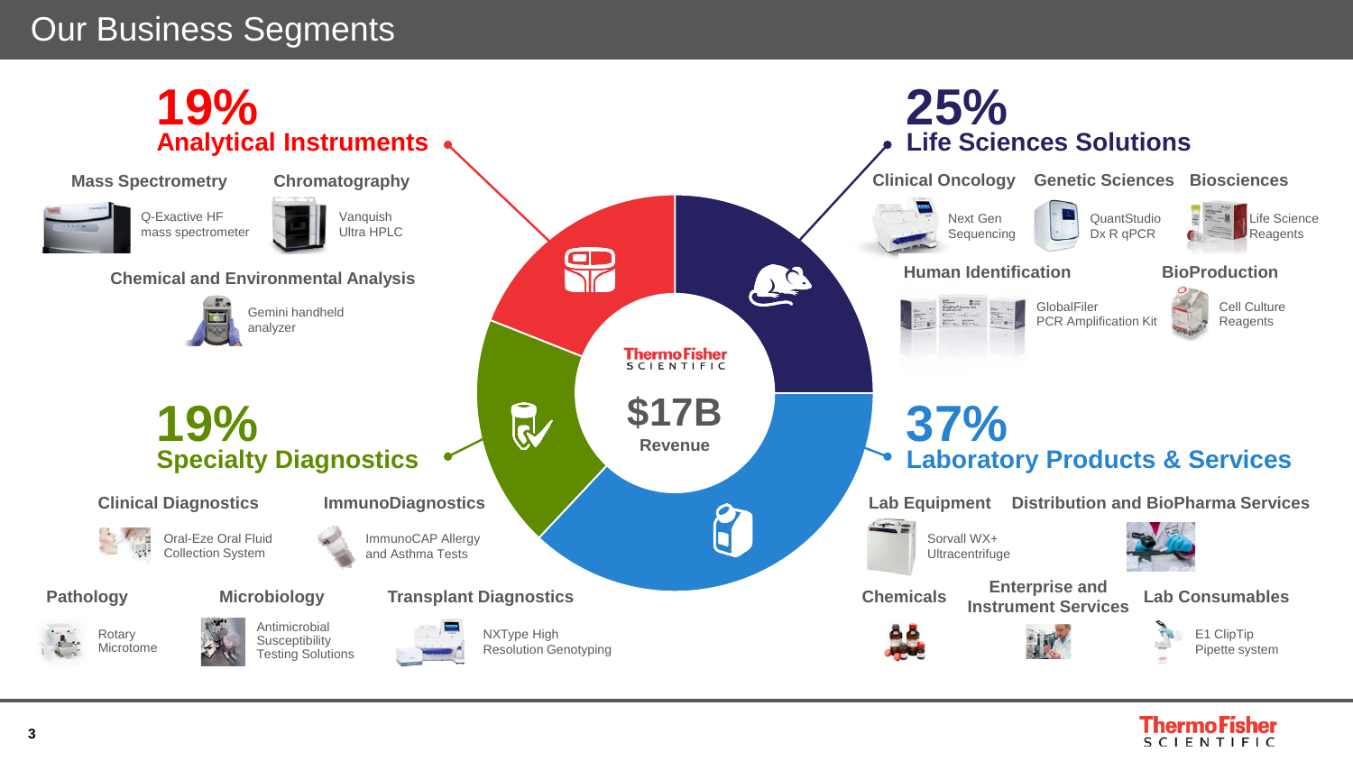# Our Business Segments

**$17B** Revenue

## 19% Analytical Instruments

### Mass Spectrometry
Q-Exactive HF mass spectrometer

### Chromatography
Vanquish Ultra HPLC

### Chemical and Environmental Analysis
Gemini handheld analyzer

## 25% Life Sciences Solutions

### Clinical Oncology
Next Gen Sequencing

### Genetic Sciences
QuantStudio Dx R qPCR

### Biosciences
Life Science Reagents

### Human Identification
GlobalFiler PCR Amplification Kit

### BioProduction
Cell Culture Reagents

## 19% Specialty Diagnostics

### Clinical Diagnostics
Oral-Eze Oral Fluid Collection System

### ImmunoDiagnostics
ImmunoCAP Allergy and Asthma Tests

### Pathology
Rotary Microtome

### Microbiology
Antimicrobial Susceptibility Testing Solutions

### Transplant Diagnostics
NXType High Resolution Genotyping

## 37% Laboratory Products & Services

### Lab Equipment
Sorvall WX+ Ultracentrifuge

### Distribution and BioPharma Services

### Chemicals

### Enterprise and Instrument Services

### Lab Consumables
E1 ClipTip Pipette system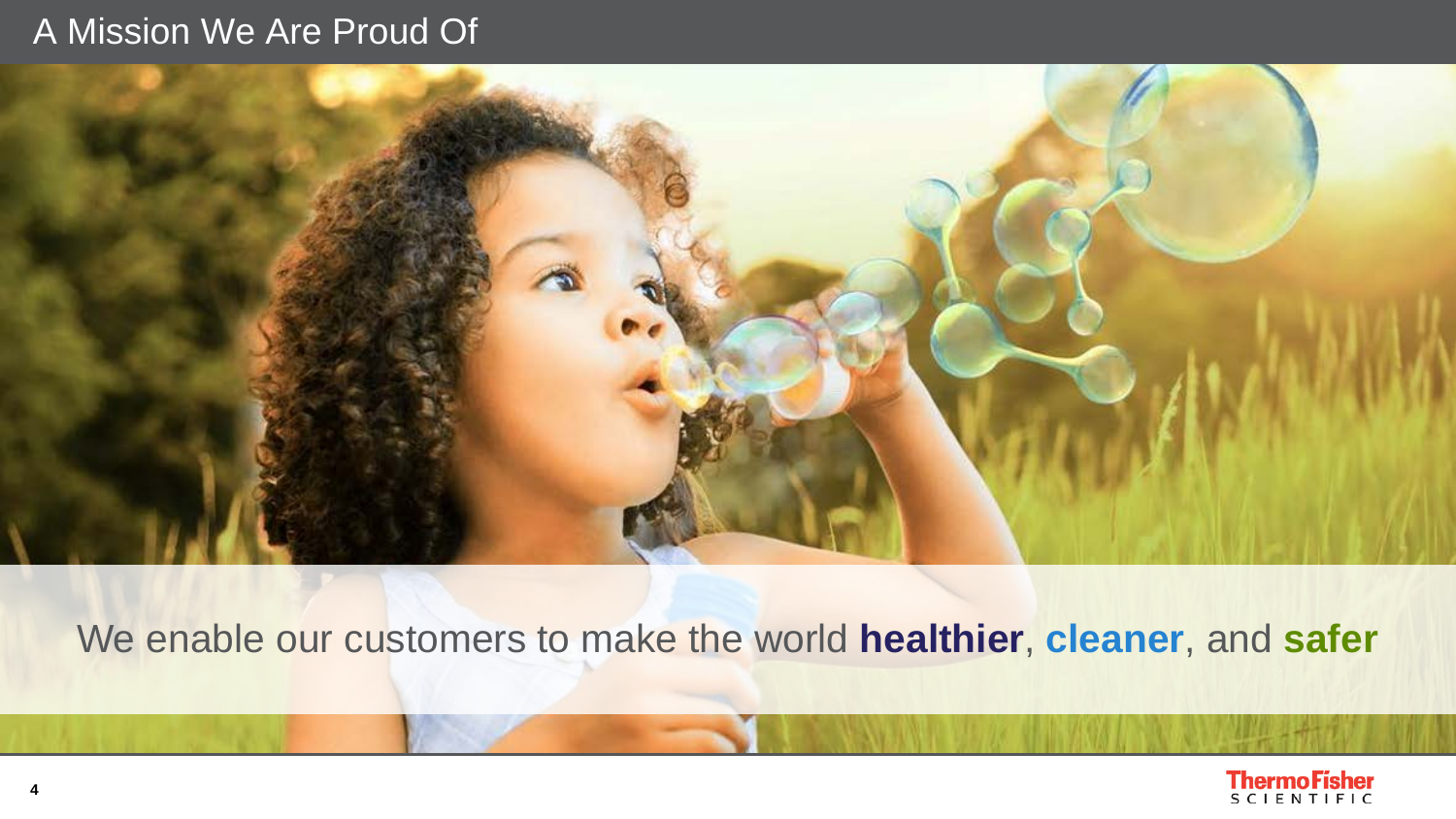# A Mission We Are Proud Of

We enable our customers to make the world **healthier**, **cleaner**, and **safer**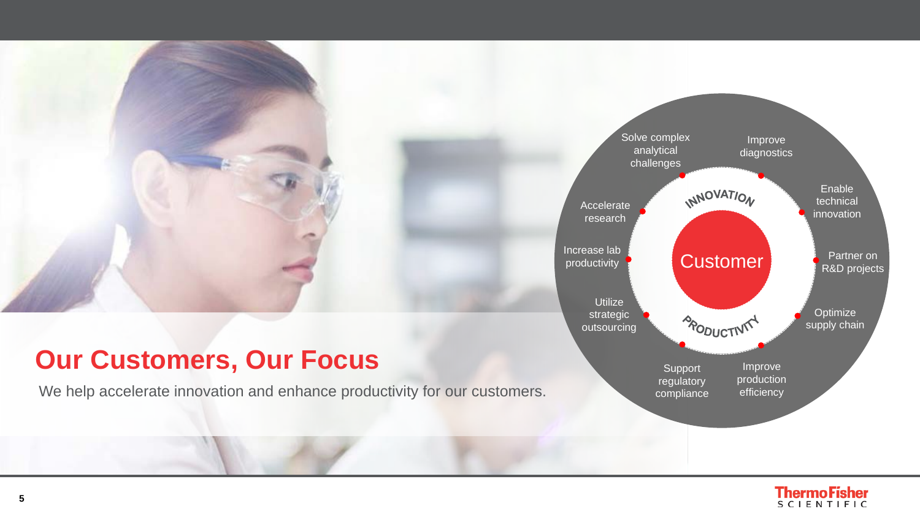## Our Customers, Our Focus

We help accelerate innovation and enhance productivity for our customers.

Customer

INNOVATION

- Solve complex analytical challenges
- Improve diagnostics
- Enable technical innovation
- Partner on R&D projects
- Accelerate research

PRODUCTIVITY

- Optimize supply chain
- Improve production efficiency
- Support regulatory compliance
- Utilize strategic outsourcing
- Increase lab productivity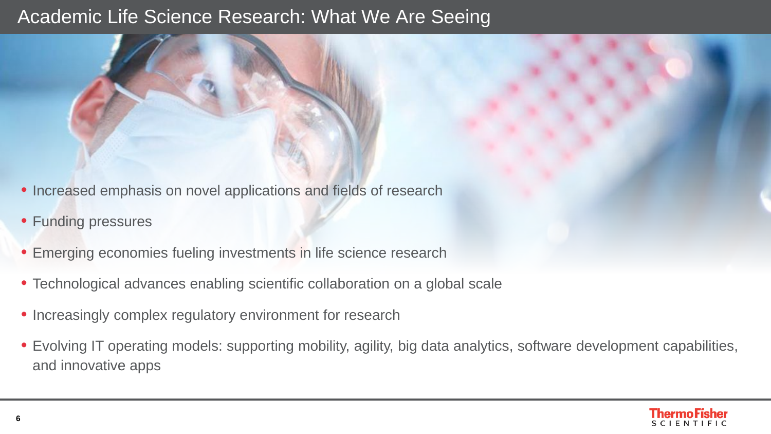# Academic Life Science Research: What We Are Seeing

- Increased emphasis on novel applications and fields of research
- Funding pressures
- Emerging economies fueling investments in life science research
- Technological advances enabling scientific collaboration on a global scale
- Increasingly complex regulatory environment for research
- Evolving IT operating models: supporting mobility, agility, big data analytics, software development capabilities, and innovative apps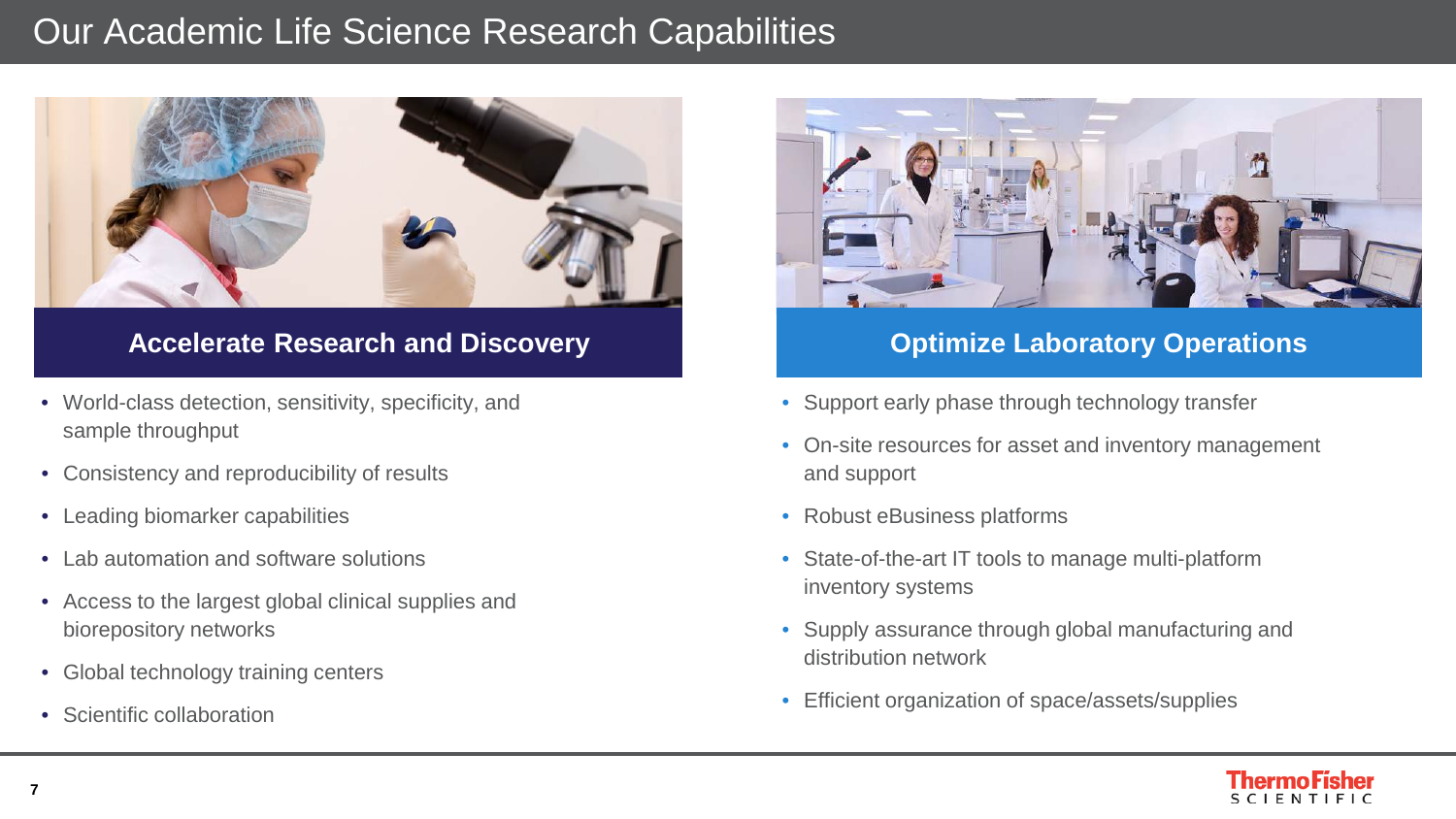# Our Academic Life Science Research Capabilities

## Accelerate Research and Discovery

- World-class detection, sensitivity, specificity, and sample throughput
- Consistency and reproducibility of results
- Leading biomarker capabilities
- Lab automation and software solutions
- Access to the largest global clinical supplies and biorepository networks
- Global technology training centers
- Scientific collaboration

## Optimize Laboratory Operations

- Support early phase through technology transfer
- On-site resources for asset and inventory management and support
- Robust eBusiness platforms
- State-of-the-art IT tools to manage multi-platform inventory systems
- Supply assurance through global manufacturing and distribution network
- Efficient organization of space/assets/supplies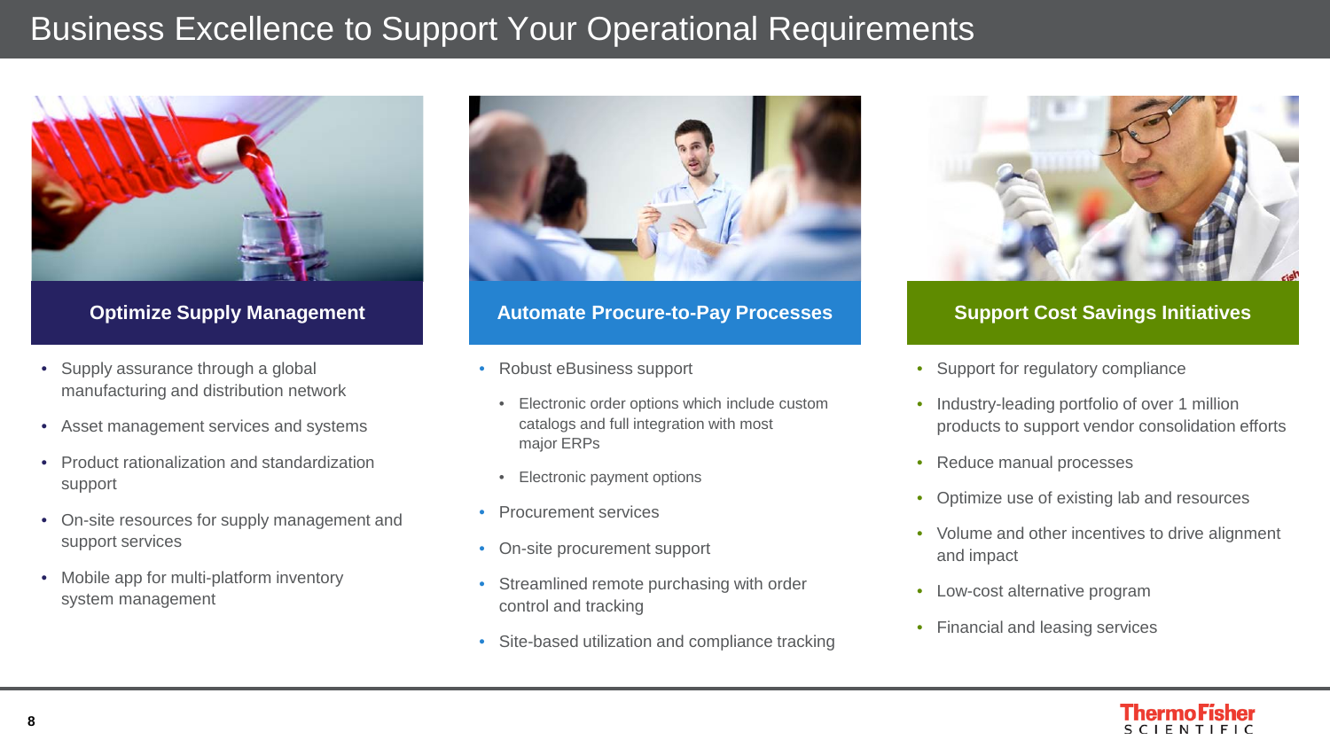# Business Excellence to Support Your Operational Requirements

## Optimize Supply Management

- Supply assurance through a global manufacturing and distribution network
- Asset management services and systems
- Product rationalization and standardization support
- On-site resources for supply management and support services
- Mobile app for multi-platform inventory system management

## Automate Procure-to-Pay Processes

- Robust eBusiness support
  - Electronic order options which include custom catalogs and full integration with most major ERPs
  - Electronic payment options
- Procurement services
- On-site procurement support
- Streamlined remote purchasing with order control and tracking
- Site-based utilization and compliance tracking

## Support Cost Savings Initiatives

- Support for regulatory compliance
- Industry-leading portfolio of over 1 million products to support vendor consolidation efforts
- Reduce manual processes
- Optimize use of existing lab and resources
- Volume and other incentives to drive alignment and impact
- Low-cost alternative program
- Financial and leasing services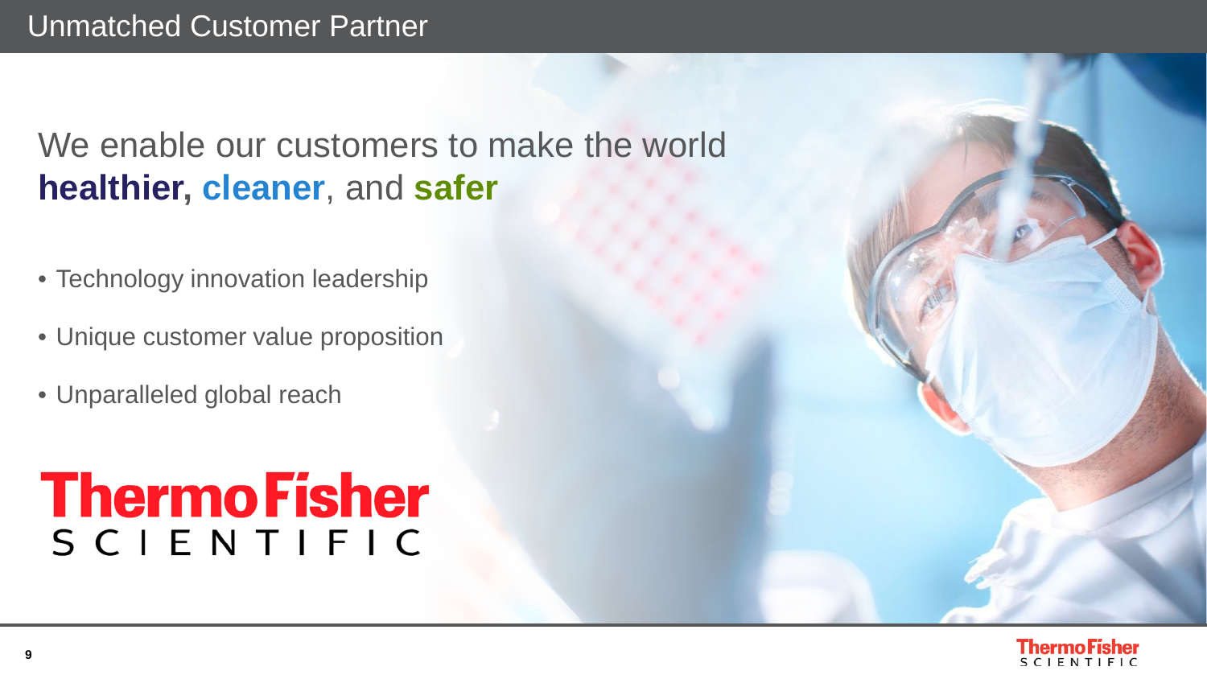# Unmatched Customer Partner

We enable our customers to make the world **healthier, cleaner**, and **safer**

- Technology innovation leadership
- Unique customer value proposition
- Unparalleled global reach

ThermoFisher SCIENTIFIC